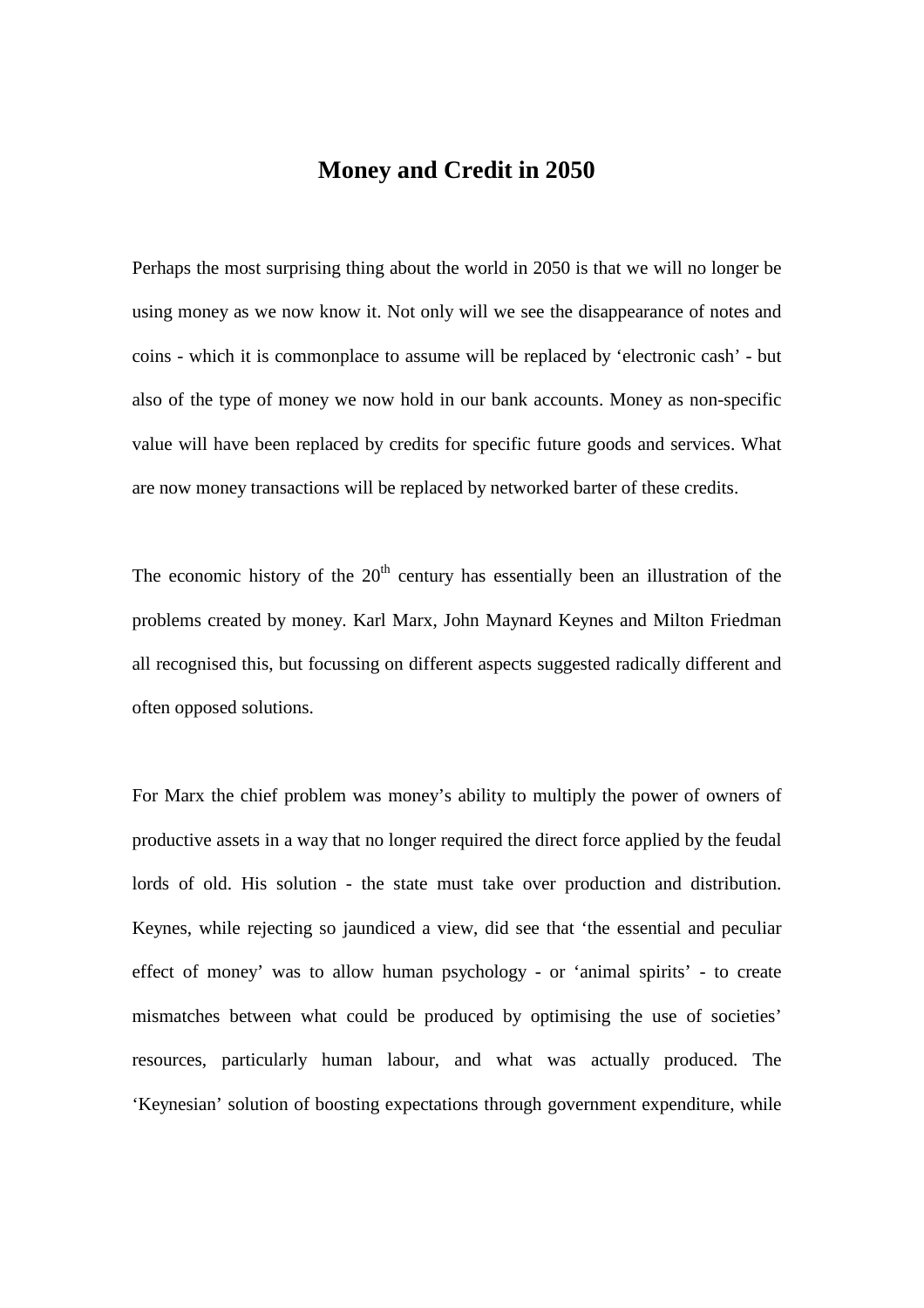# Money and Credit in 2050

Perhaps the most surprising thing about the world in 2050 is that we will no longer be using money as we now know it. Not only will we see the disappearance of notes and coins - which it is commonplace to assume will be replaced by 'electronic cash' - but also of the type of money we now hold in our bank accounts. Money as non-specific value will have been replaced by credits for specific future goods and services. What are now money transactions will be replaced by networked barter of these credits.

The economic history of the 20th century has essentially been an illustration of the problems created by money. Karl Marx, John Maynard Keynes and Milton Friedman all recognised this, but focussing on different aspects suggested radically different and often opposed solutions.

For Marx the chief problem was money's ability to multiply the power of owners of productive assets in a way that no longer required the direct force applied by the feudal lords of old. His solution - the state must take over production and distribution. Keynes, while rejecting so jaundiced a view, did see that 'the essential and peculiar effect of money' was to allow human psychology - or 'animal spirits' - to create mismatches between what could be produced by optimising the use of societies' resources, particularly human labour, and what was actually produced. The 'Keynesian' solution of boosting expectations through government expenditure, while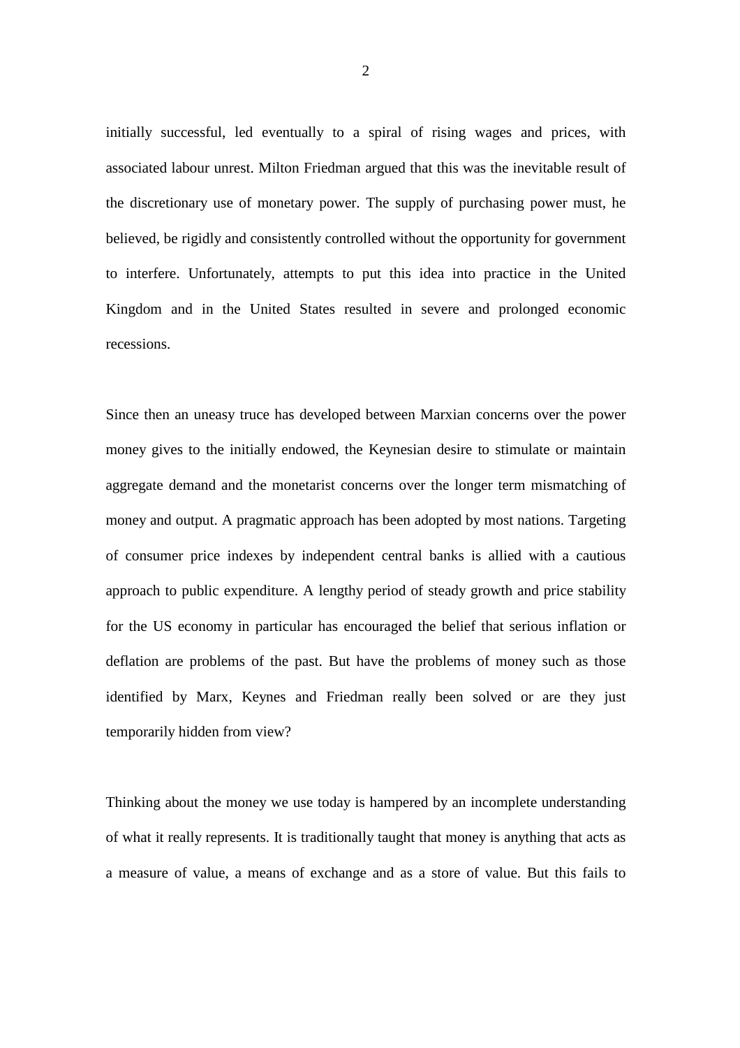initially successful, led eventually to a spiral of rising wages and prices, with associated labour unrest. Milton Friedman argued that this was the inevitable result of the discretionary use of monetary power. The supply of purchasing power must, he believed, be rigidly and consistently controlled without the opportunity for government to interfere. Unfortunately, attempts to put this idea into practice in the United Kingdom and in the United States resulted in severe and prolonged economic recessions.

Since then an uneasy truce has developed between Marxian concerns over the power money gives to the initially endowed, the Keynesian desire to stimulate or maintain aggregate demand and the monetarist concerns over the longer term mismatching of money and output. A pragmatic approach has been adopted by most nations. Targeting of consumer price indexes by independent central banks is allied with a cautious approach to public expenditure. A lengthy period of steady growth and price stability for the US economy in particular has encouraged the belief that serious inflation or deflation are problems of the past. But have the problems of money such as those identified by Marx, Keynes and Friedman really been solved or are they just temporarily hidden from view?

Thinking about the money we use today is hampered by an incomplete understanding of what it really represents. It is traditionally taught that money is anything that acts as a measure of value, a means of exchange and as a store of value. But this fails to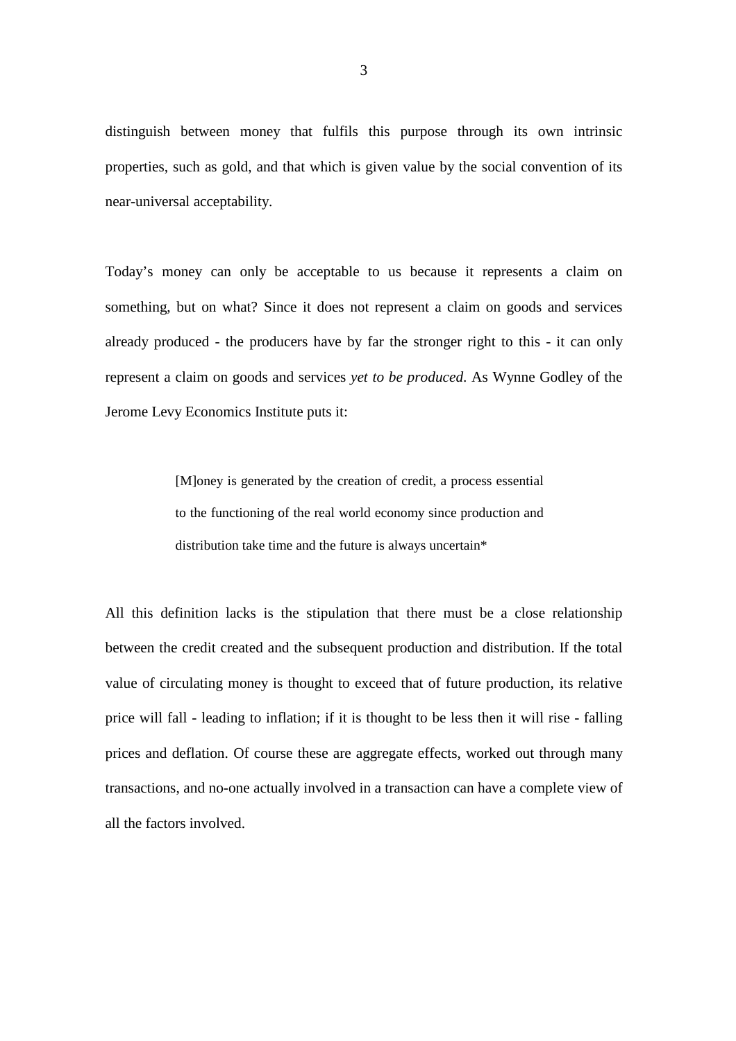distinguish between money that fulfils this purpose through its own intrinsic properties, such as gold, and that which is given value by the social convention of its near-universal acceptability.

Today's money can only be acceptable to us because it represents a claim on something, but on what? Since it does not represent a claim on goods and services already produced - the producers have by far the stronger right to this - it can only represent a claim on goods and services *yet to be produced*. As Wynne Godley of the Jerome Levy Economics Institute puts it:

> [M]oney is generated by the creation of credit, a process essential to the functioning of the real world economy since production and distribution take time and the future is always uncertain*

All this definition lacks is the stipulation that there must be a close relationship between the credit created and the subsequent production and distribution. If the total value of circulating money is thought to exceed that of future production, its relative price will fall - leading to inflation; if it is thought to be less then it will rise - falling prices and deflation. Of course these are aggregate effects, worked out through many transactions, and no-one actually involved in a transaction can have a complete view of all the factors involved.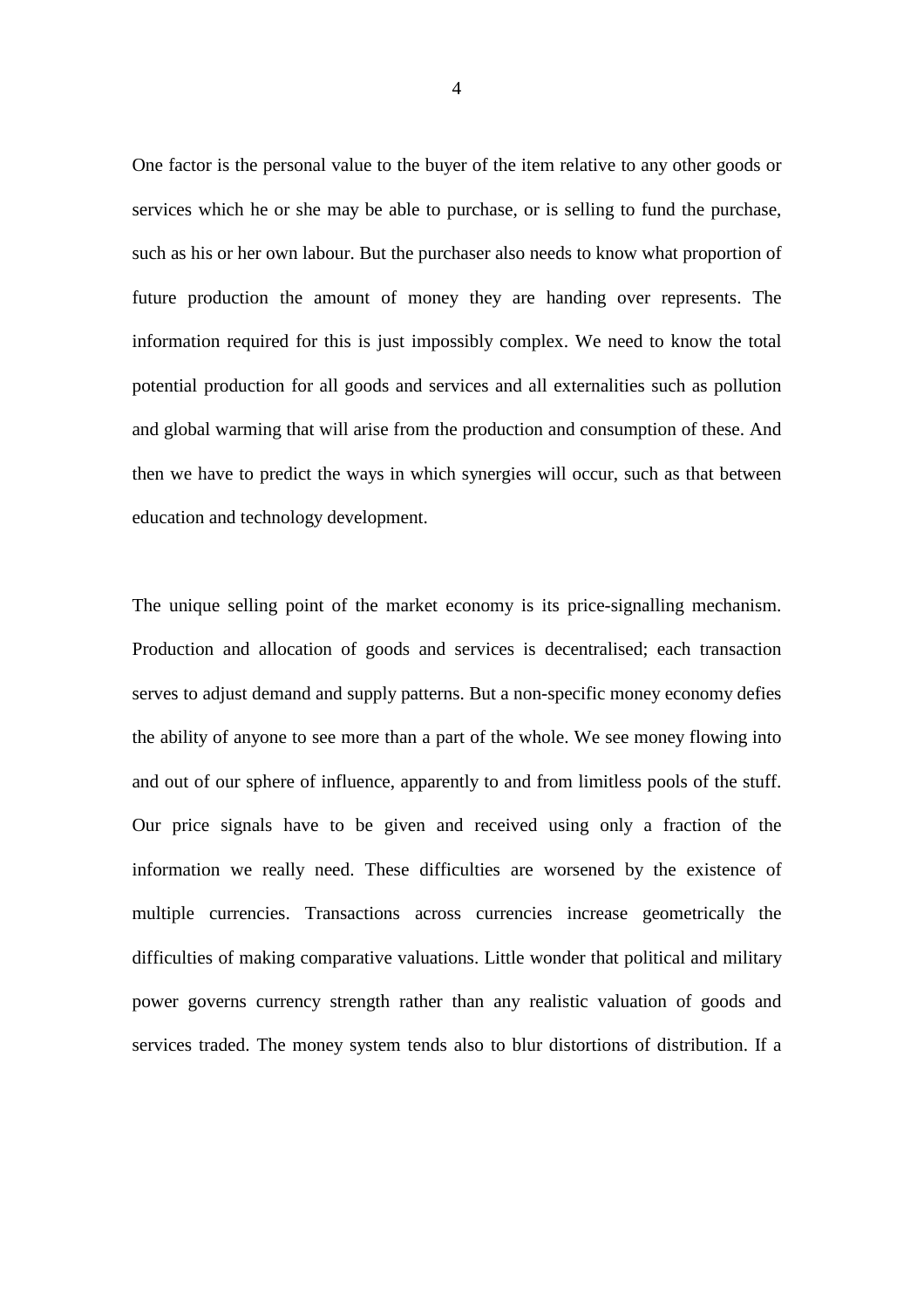One factor is the personal value to the buyer of the item relative to any other goods or services which he or she may be able to purchase, or is selling to fund the purchase, such as his or her own labour. But the purchaser also needs to know what proportion of future production the amount of money they are handing over represents. The information required for this is just impossibly complex. We need to know the total potential production for all goods and services and all externalities such as pollution and global warming that will arise from the production and consumption of these. And then we have to predict the ways in which synergies will occur, such as that between education and technology development.

The unique selling point of the market economy is its price-signalling mechanism. Production and allocation of goods and services is decentralised; each transaction serves to adjust demand and supply patterns. But a non-specific money economy defies the ability of anyone to see more than a part of the whole. We see money flowing into and out of our sphere of influence, apparently to and from limitless pools of the stuff. Our price signals have to be given and received using only a fraction of the information we really need. These difficulties are worsened by the existence of multiple currencies. Transactions across currencies increase geometrically the difficulties of making comparative valuations. Little wonder that political and military power governs currency strength rather than any realistic valuation of goods and services traded. The money system tends also to blur distortions of distribution. If a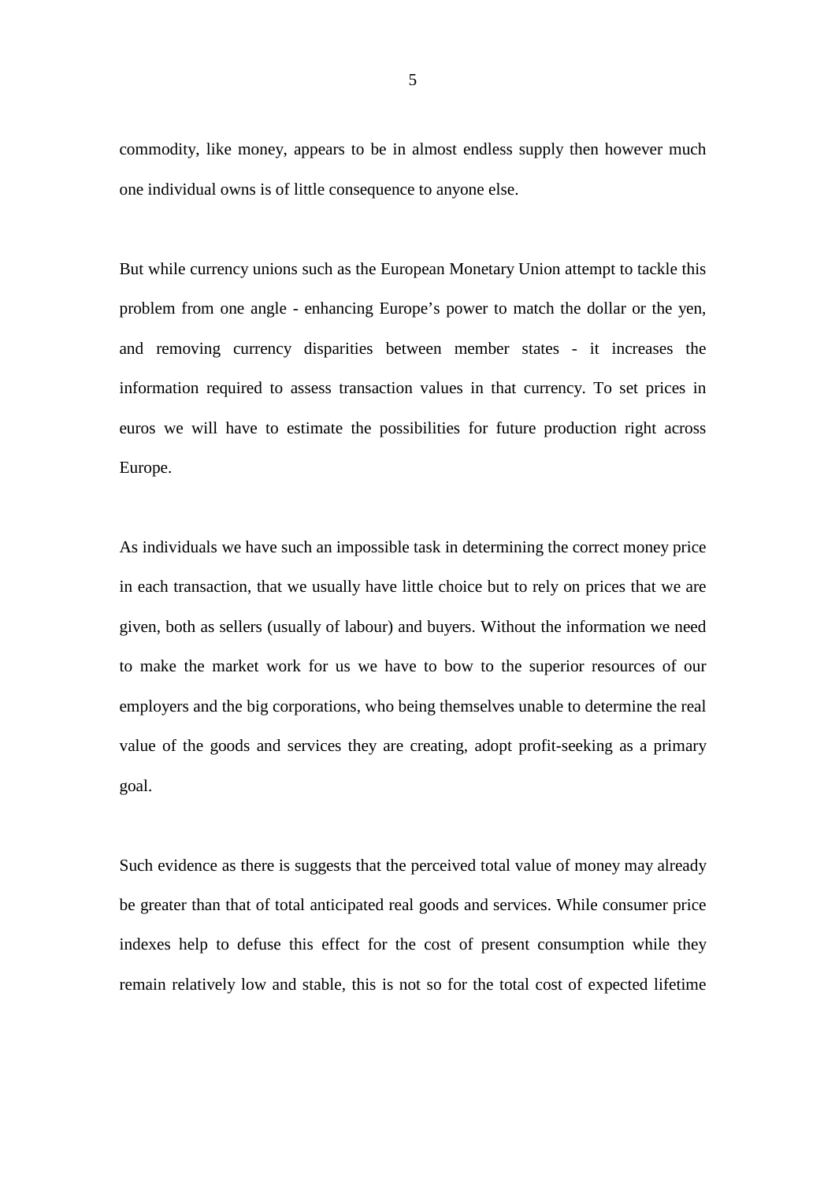commodity, like money, appears to be in almost endless supply then however much one individual owns is of little consequence to anyone else.

But while currency unions such as the European Monetary Union attempt to tackle this problem from one angle - enhancing Europe's power to match the dollar or the yen, and removing currency disparities between member states - it increases the information required to assess transaction values in that currency. To set prices in euros we will have to estimate the possibilities for future production right across Europe.

As individuals we have such an impossible task in determining the correct money price in each transaction, that we usually have little choice but to rely on prices that we are given, both as sellers (usually of labour) and buyers. Without the information we need to make the market work for us we have to bow to the superior resources of our employers and the big corporations, who being themselves unable to determine the real value of the goods and services they are creating, adopt profit-seeking as a primary goal.

Such evidence as there is suggests that the perceived total value of money may already be greater than that of total anticipated real goods and services. While consumer price indexes help to defuse this effect for the cost of present consumption while they remain relatively low and stable, this is not so for the total cost of expected lifetime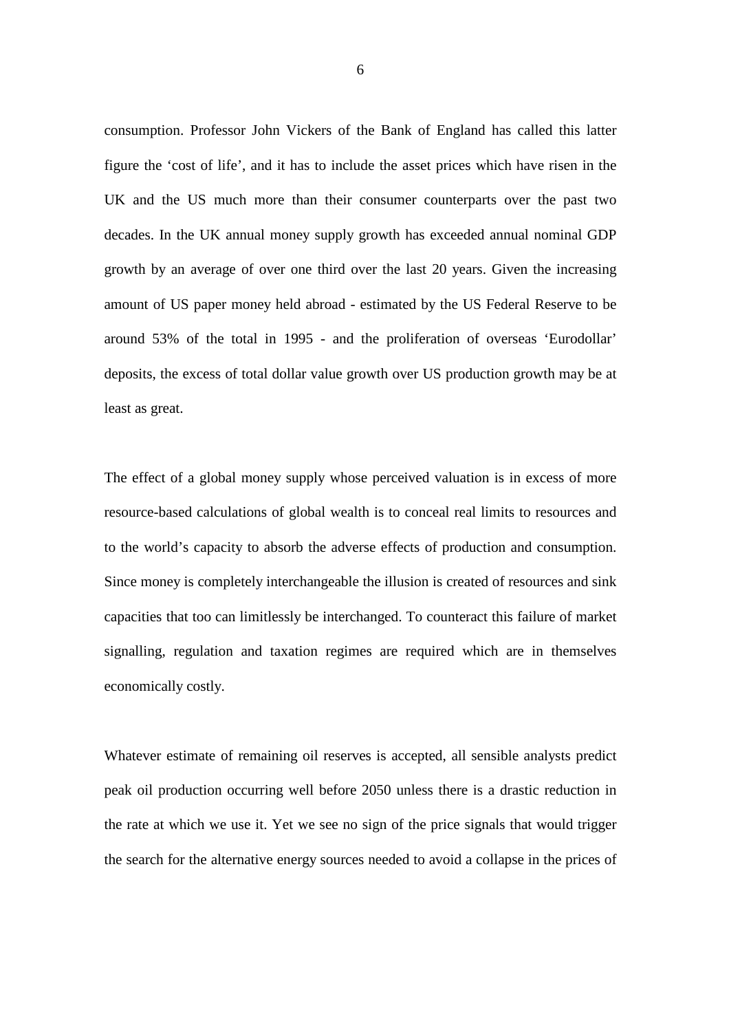consumption. Professor John Vickers of the Bank of England has called this latter figure the 'cost of life', and it has to include the asset prices which have risen in the UK and the US much more than their consumer counterparts over the past two decades. In the UK annual money supply growth has exceeded annual nominal GDP growth by an average of over one third over the last 20 years. Given the increasing amount of US paper money held abroad - estimated by the US Federal Reserve to be around 53% of the total in 1995 - and the proliferation of overseas 'Eurodollar' deposits, the excess of total dollar value growth over US production growth may be at least as great.

The effect of a global money supply whose perceived valuation is in excess of more resource-based calculations of global wealth is to conceal real limits to resources and to the world's capacity to absorb the adverse effects of production and consumption. Since money is completely interchangeable the illusion is created of resources and sink capacities that too can limitlessly be interchanged. To counteract this failure of market signalling, regulation and taxation regimes are required which are in themselves economically costly.

Whatever estimate of remaining oil reserves is accepted, all sensible analysts predict peak oil production occurring well before 2050 unless there is a drastic reduction in the rate at which we use it. Yet we see no sign of the price signals that would trigger the search for the alternative energy sources needed to avoid a collapse in the prices of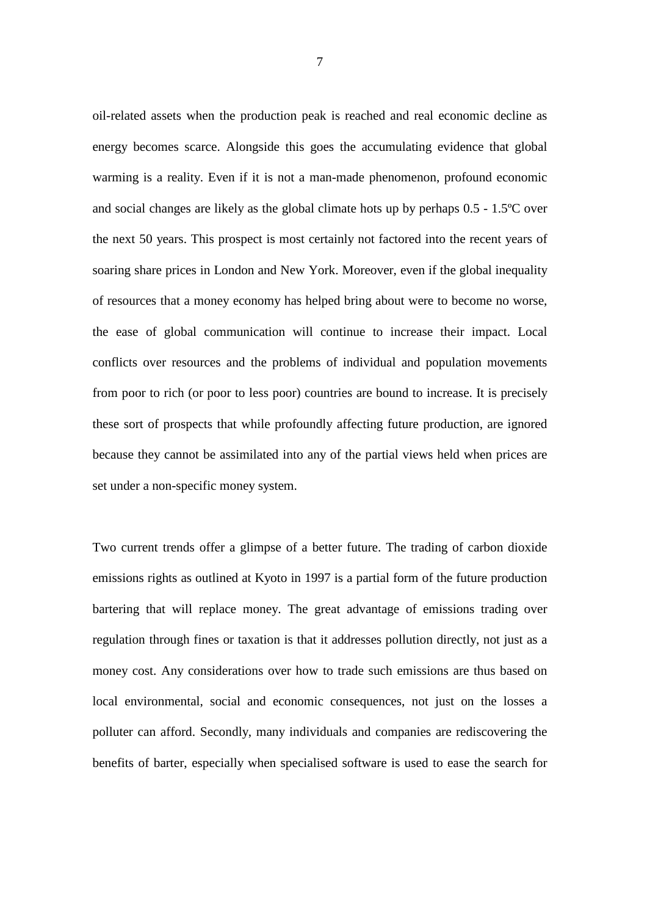oil-related assets when the production peak is reached and real economic decline as energy becomes scarce. Alongside this goes the accumulating evidence that global warming is a reality. Even if it is not a man-made phenomenon, profound economic and social changes are likely as the global climate hots up by perhaps 0.5 - 1.5ºC over the next 50 years. This prospect is most certainly not factored into the recent years of soaring share prices in London and New York. Moreover, even if the global inequality of resources that a money economy has helped bring about were to become no worse, the ease of global communication will continue to increase their impact. Local conflicts over resources and the problems of individual and population movements from poor to rich (or poor to less poor) countries are bound to increase. It is precisely these sort of prospects that while profoundly affecting future production, are ignored because they cannot be assimilated into any of the partial views held when prices are set under a non-specific money system.

Two current trends offer a glimpse of a better future. The trading of carbon dioxide emissions rights as outlined at Kyoto in 1997 is a partial form of the future production bartering that will replace money. The great advantage of emissions trading over regulation through fines or taxation is that it addresses pollution directly, not just as a money cost. Any considerations over how to trade such emissions are thus based on local environmental, social and economic consequences, not just on the losses a polluter can afford. Secondly, many individuals and companies are rediscovering the benefits of barter, especially when specialised software is used to ease the search for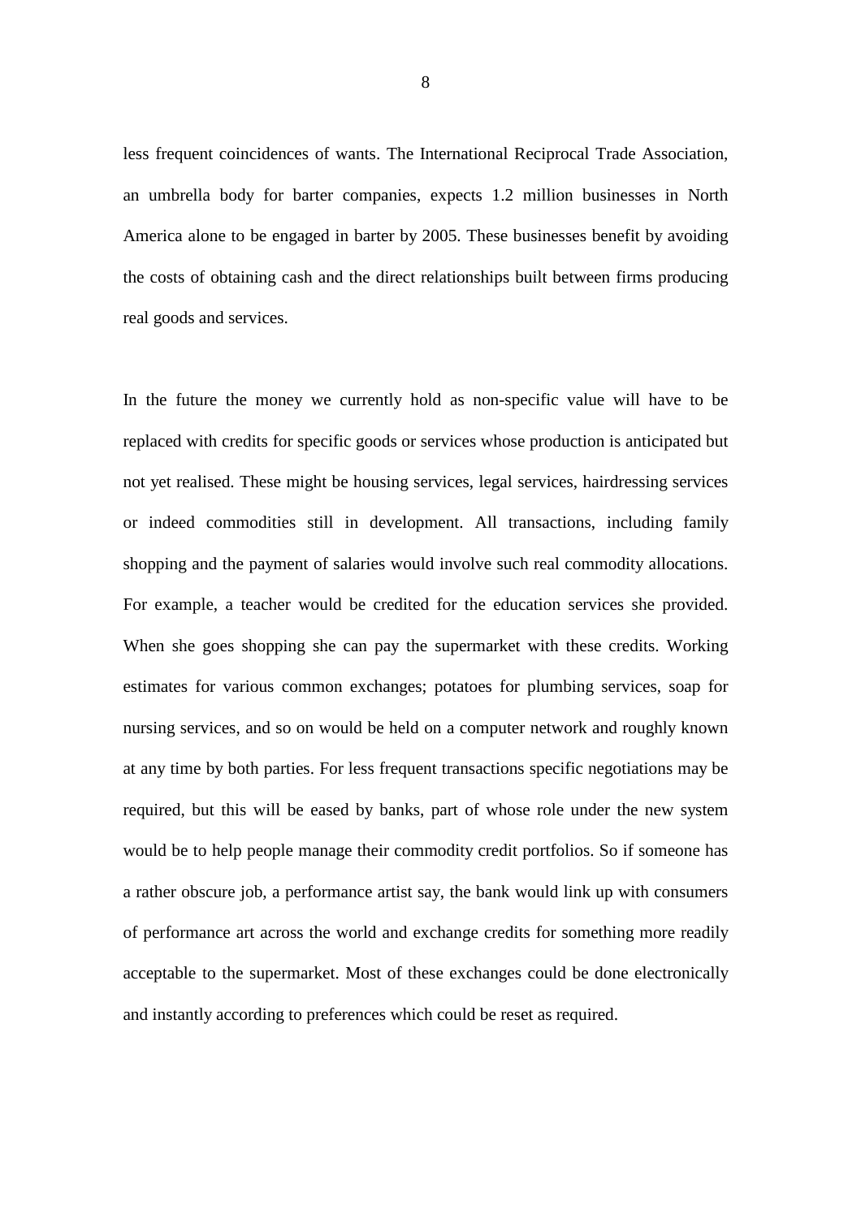less frequent coincidences of wants. The International Reciprocal Trade Association, an umbrella body for barter companies, expects 1.2 million businesses in North America alone to be engaged in barter by 2005. These businesses benefit by avoiding the costs of obtaining cash and the direct relationships built between firms producing real goods and services.

In the future the money we currently hold as non-specific value will have to be replaced with credits for specific goods or services whose production is anticipated but not yet realised. These might be housing services, legal services, hairdressing services or indeed commodities still in development. All transactions, including family shopping and the payment of salaries would involve such real commodity allocations. For example, a teacher would be credited for the education services she provided. When she goes shopping she can pay the supermarket with these credits. Working estimates for various common exchanges; potatoes for plumbing services, soap for nursing services, and so on would be held on a computer network and roughly known at any time by both parties. For less frequent transactions specific negotiations may be required, but this will be eased by banks, part of whose role under the new system would be to help people manage their commodity credit portfolios. So if someone has a rather obscure job, a performance artist say, the bank would link up with consumers of performance art across the world and exchange credits for something more readily acceptable to the supermarket. Most of these exchanges could be done electronically and instantly according to preferences which could be reset as required.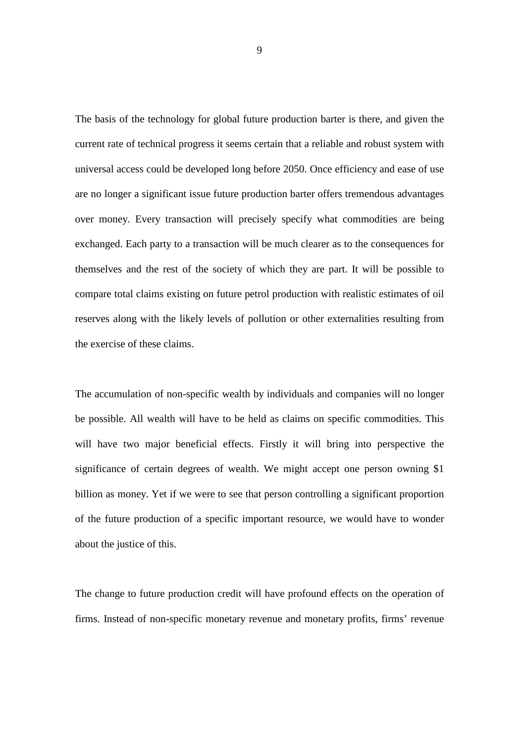The basis of the technology for global future production barter is there, and given the current rate of technical progress it seems certain that a reliable and robust system with universal access could be developed long before 2050. Once efficiency and ease of use are no longer a significant issue future production barter offers tremendous advantages over money. Every transaction will precisely specify what commodities are being exchanged. Each party to a transaction will be much clearer as to the consequences for themselves and the rest of the society of which they are part. It will be possible to compare total claims existing on future petrol production with realistic estimates of oil reserves along with the likely levels of pollution or other externalities resulting from the exercise of these claims.

The accumulation of non-specific wealth by individuals and companies will no longer be possible. All wealth will have to be held as claims on specific commodities. This will have two major beneficial effects. Firstly it will bring into perspective the significance of certain degrees of wealth. We might accept one person owning $1 billion as money. Yet if we were to see that person controlling a significant proportion of the future production of a specific important resource, we would have to wonder about the justice of this.

The change to future production credit will have profound effects on the operation of firms. Instead of non-specific monetary revenue and monetary profits, firms' revenue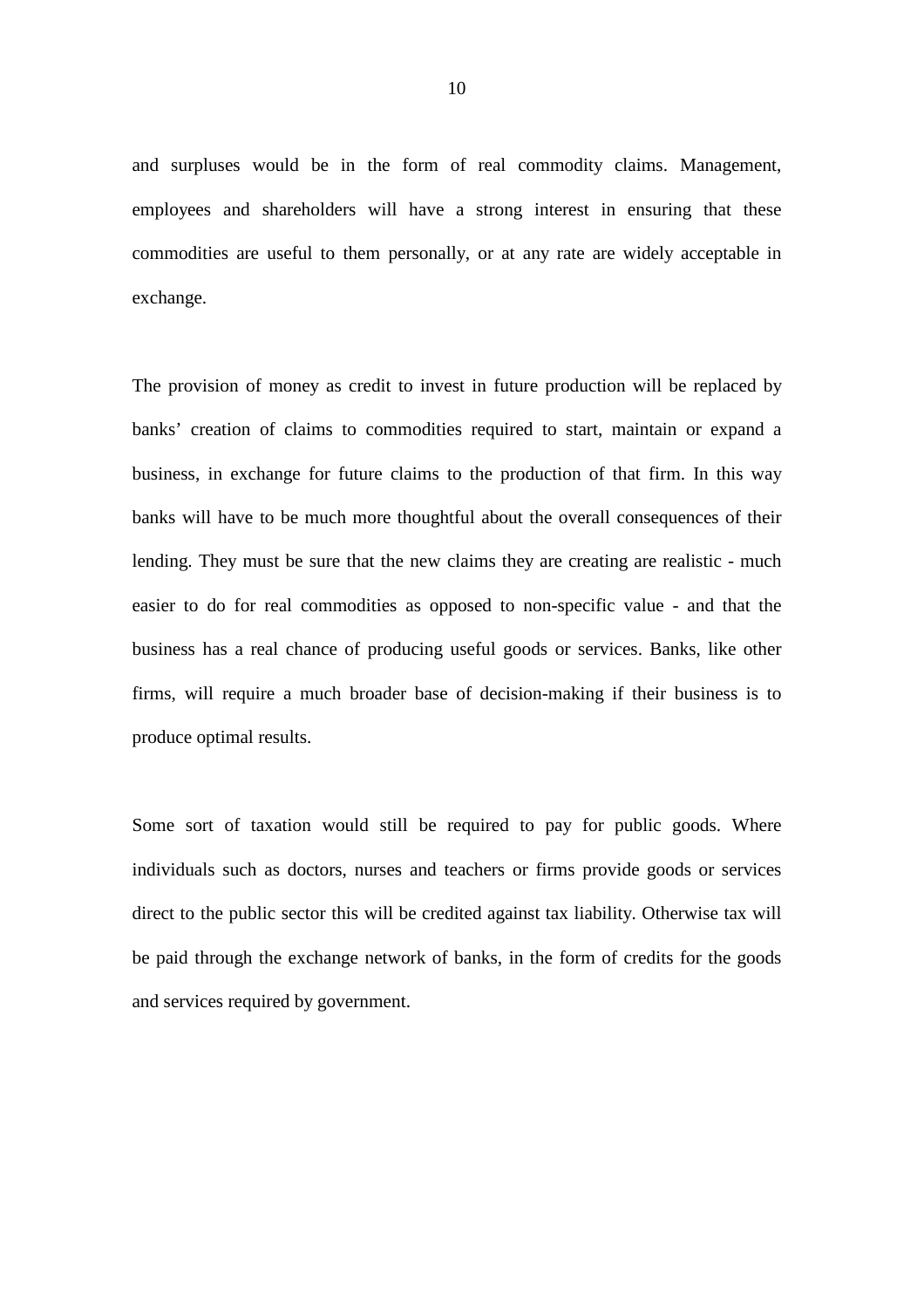and surpluses would be in the form of real commodity claims. Management, employees and shareholders will have a strong interest in ensuring that these commodities are useful to them personally, or at any rate are widely acceptable in exchange.

The provision of money as credit to invest in future production will be replaced by banks' creation of claims to commodities required to start, maintain or expand a business, in exchange for future claims to the production of that firm. In this way banks will have to be much more thoughtful about the overall consequences of their lending. They must be sure that the new claims they are creating are realistic - much easier to do for real commodities as opposed to non-specific value - and that the business has a real chance of producing useful goods or services. Banks, like other firms, will require a much broader base of decision-making if their business is to produce optimal results.

Some sort of taxation would still be required to pay for public goods. Where individuals such as doctors, nurses and teachers or firms provide goods or services direct to the public sector this will be credited against tax liability. Otherwise tax will be paid through the exchange network of banks, in the form of credits for the goods and services required by government.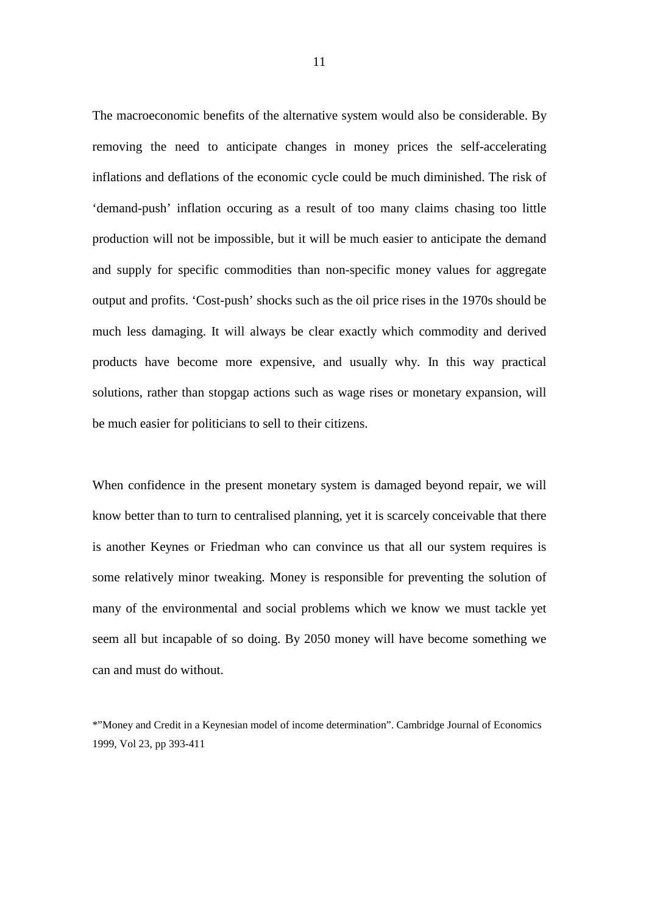The macroeconomic benefits of the alternative system would also be considerable. By removing the need to anticipate changes in money prices the self-accelerating inflations and deflations of the economic cycle could be much diminished. The risk of ‘demand-push’ inflation occuring as a result of too many claims chasing too little production will not be impossible, but it will be much easier to anticipate the demand and supply for specific commodities than non-specific money values for aggregate output and profits. ‘Cost-push’ shocks such as the oil price rises in the 1970s should be much less damaging. It will always be clear exactly which commodity and derived products have become more expensive, and usually why. In this way practical solutions, rather than stopgap actions such as wage rises or monetary expansion, will be much easier for politicians to sell to their citizens.

When confidence in the present monetary system is damaged beyond repair, we will know better than to turn to centralised planning, yet it is scarcely conceivable that there is another Keynes or Friedman who can convince us that all our system requires is some relatively minor tweaking. Money is responsible for preventing the solution of many of the environmental and social problems which we know we must tackle yet seem all but incapable of so doing. By 2050 money will have become something we can and must do without.

*”Money and Credit in a Keynesian model of income determination”. Cambridge Journal of Economics 1999, Vol 23, pp 393-411